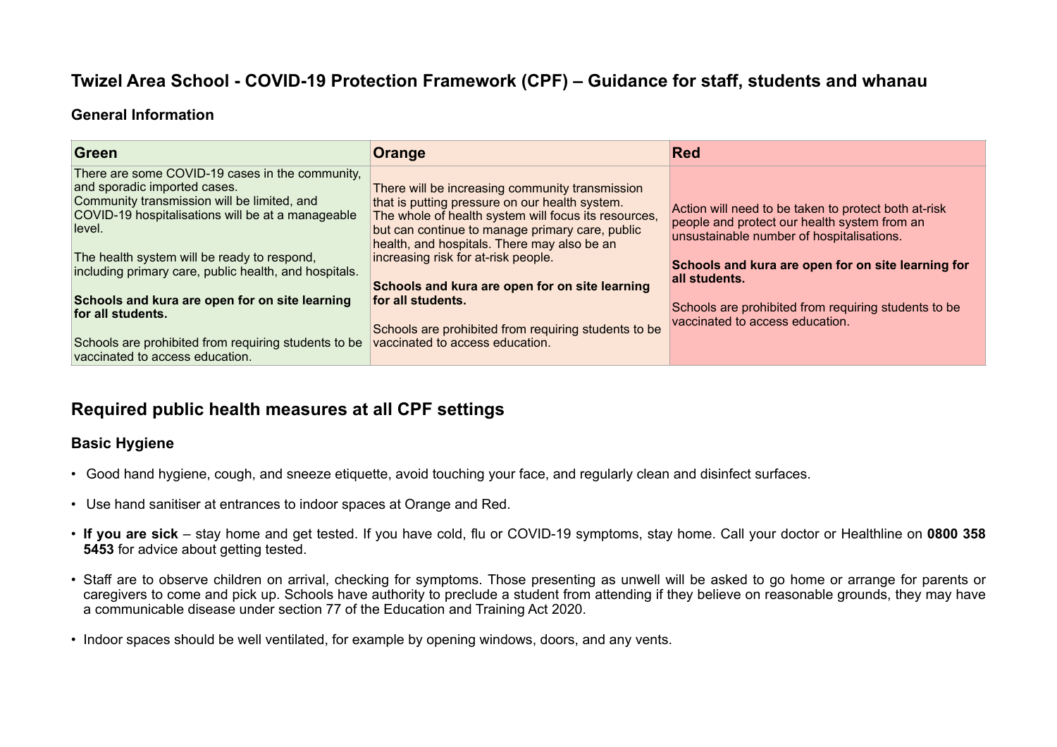# Twizel Area School - COVID-19 Protection Framework (CPF) – Guidance for staff, students and whanau

### General Information

| Green | Orange | Red |
|---|---|---|
| There are some COVID-19 cases in the community, and sporadic imported cases.<br>Community transmission will be limited, and COVID-19 hospitalisations will be at a manageable level.<br><br>The health system will be ready to respond, including primary care, public health, and hospitals.<br><br>**Schools and kura are open for on site learning for all students.**<br><br>Schools are prohibited from requiring students to be vaccinated to access education. | There will be increasing community transmission that is putting pressure on our health system.<br>The whole of health system will focus its resources, but can continue to manage primary care, public health, and hospitals. There may also be an increasing risk for at-risk people.<br><br>**Schools and kura are open for on site learning for all students.**<br><br>Schools are prohibited from requiring students to be vaccinated to access education. | Action will need to be taken to protect both at-risk people and protect our health system from an unsustainable number of hospitalisations.<br><br>**Schools and kura are open for on site learning for all students.**<br><br>Schools are prohibited from requiring students to be vaccinated to access education. |

## Required public health measures at all CPF settings

### Basic Hygiene

- Good hand hygiene, cough, and sneeze etiquette, avoid touching your face, and regularly clean and disinfect surfaces.
- Use hand sanitiser at entrances to indoor spaces at Orange and Red.
- **If you are sick** – stay home and get tested. If you have cold, flu or COVID-19 symptoms, stay home. Call your doctor or Healthline on **0800 358 5453** for advice about getting tested.
- Staff are to observe children on arrival, checking for symptoms. Those presenting as unwell will be asked to go home or arrange for parents or caregivers to come and pick up. Schools have authority to preclude a student from attending if they believe on reasonable grounds, they may have a communicable disease under section 77 of the Education and Training Act 2020.
- Indoor spaces should be well ventilated, for example by opening windows, doors, and any vents.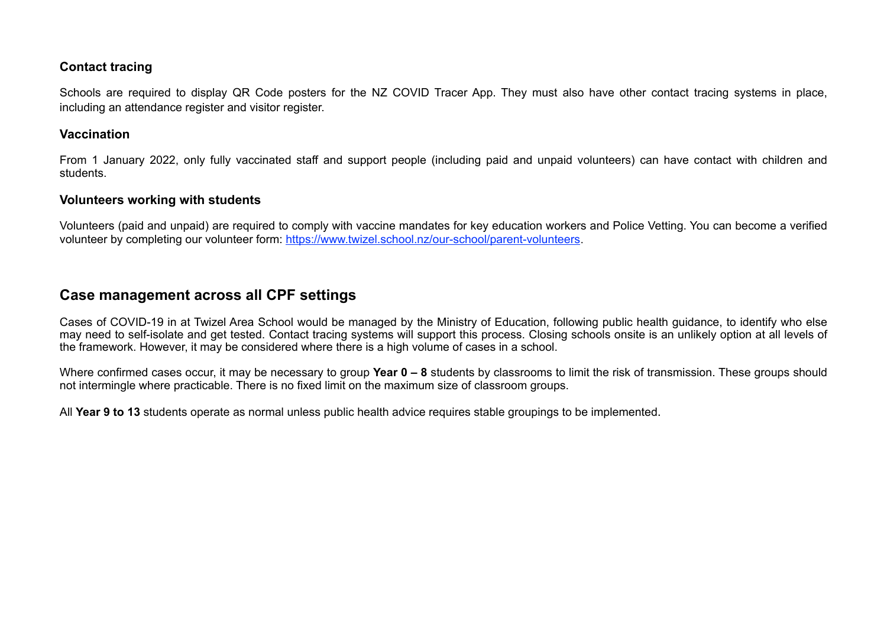### Contact tracing

Schools are required to display QR Code posters for the NZ COVID Tracer App. They must also have other contact tracing systems in place, including an attendance register and visitor register.

### Vaccination

From 1 January 2022, only fully vaccinated staff and support people (including paid and unpaid volunteers) can have contact with children and students.

### Volunteers working with students

Volunteers (paid and unpaid) are required to comply with vaccine mandates for key education workers and Police Vetting. You can become a verified volunteer by completing our volunteer form: [https://www.twizel.school.nz/our-school/parent-volunteers](https://www.twizel.school.nz/our-school/parent-volunteers).

## Case management across all CPF settings

Cases of COVID-19 in at Twizel Area School would be managed by the Ministry of Education, following public health guidance, to identify who else may need to self-isolate and get tested. Contact tracing systems will support this process. Closing schools onsite is an unlikely option at all levels of the framework. However, it may be considered where there is a high volume of cases in a school.

Where confirmed cases occur, it may be necessary to group **Year 0 – 8** students by classrooms to limit the risk of transmission. These groups should not intermingle where practicable. There is no fixed limit on the maximum size of classroom groups.

All **Year 9 to 13** students operate as normal unless public health advice requires stable groupings to be implemented.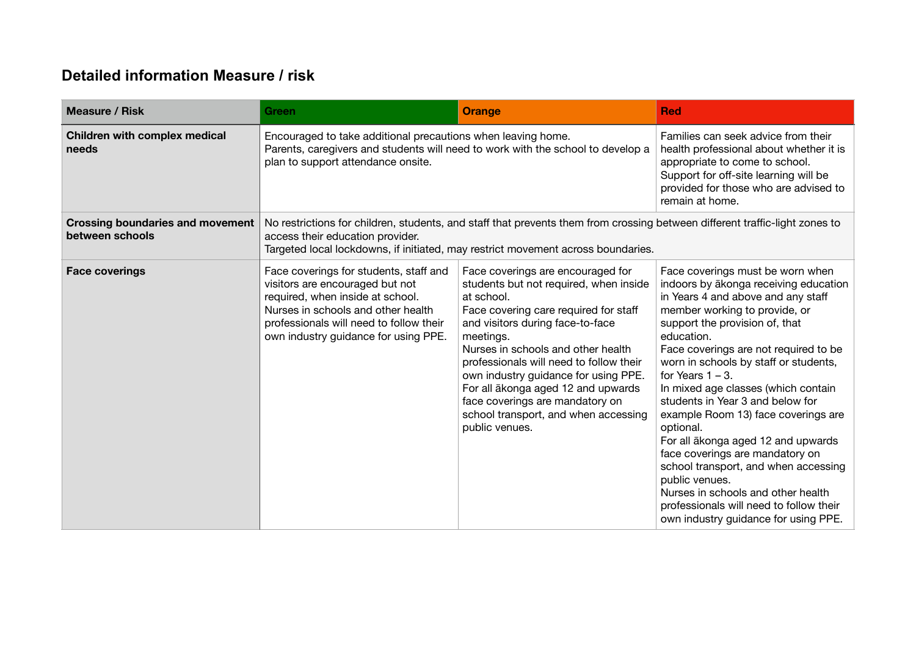## Detailed information Measure / risk

| Measure / Risk | Green | Orange | Red |
|---|---|---|---|
| **Children with complex medical needs** | Encouraged to take additional precautions when leaving home. Parents, caregivers and students will need to work with the school to develop a plan to support attendance onsite. | | Families can seek advice from their health professional about whether it is appropriate to come to school. Support for off-site learning will be provided for those who are advised to remain at home. |
| **Crossing boundaries and movement between schools** | No restrictions for children, students, and staff that prevents them from crossing between different traffic-light zones to access their education provider. Targeted local lockdowns, if initiated, may restrict movement across boundaries. | | |
| **Face coverings** | Face coverings for students, staff and visitors are encouraged but not required, when inside at school. Nurses in schools and other health professionals will need to follow their own industry guidance for using PPE. | Face coverings are encouraged for students but not required, when inside at school. Face covering care required for staff and visitors during face-to-face meetings. Nurses in schools and other health professionals will need to follow their own industry guidance for using PPE. For all ākonga aged 12 and upwards face coverings are mandatory on school transport, and when accessing public venues. | Face coverings must be worn when indoors by ākonga receiving education in Years 4 and above and any staff member working to provide, or support the provision of, that education. Face coverings are not required to be worn in schools by staff or students, for Years 1 – 3. In mixed age classes (which contain students in Year 3 and below for example Room 13) face coverings are optional. For all ākonga aged 12 and upwards face coverings are mandatory on school transport, and when accessing public venues. Nurses in schools and other health professionals will need to follow their own industry guidance for using PPE. |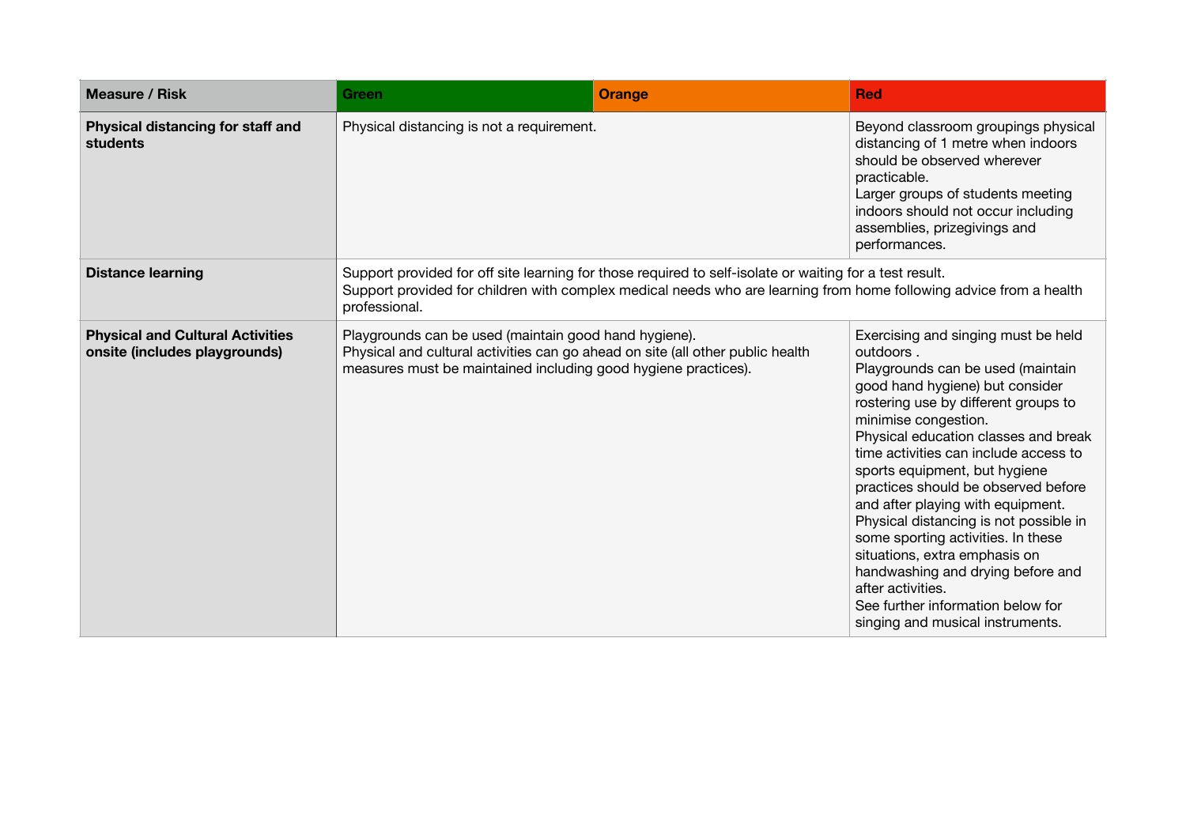| Measure / Risk | Green | Orange | Red |
| --- | --- | --- | --- |
| **Physical distancing for staff and students** | Physical distancing is not a requirement. | | Beyond classroom groupings physical distancing of 1 metre when indoors should be observed wherever practicable.<br>Larger groups of students meeting indoors should not occur including assemblies, prizegivings and performances. |
| **Distance learning** | Support provided for off site learning for those required to self-isolate or waiting for a test result.<br>Support provided for children with complex medical needs who are learning from home following advice from a health professional. | | |
| **Physical and Cultural Activities onsite (includes playgrounds)** | Playgrounds can be used (maintain good hand hygiene).<br>Physical and cultural activities can go ahead on site (all other public health measures must be maintained including good hygiene practices). | | Exercising and singing must be held outdoors .<br>Playgrounds can be used (maintain good hand hygiene) but consider rostering use by different groups to minimise congestion.<br>Physical education classes and break time activities can include access to sports equipment, but hygiene practices should be observed before and after playing with equipment.<br>Physical distancing is not possible in some sporting activities. In these situations, extra emphasis on handwashing and drying before and after activities.<br>See further information below for singing and musical instruments. |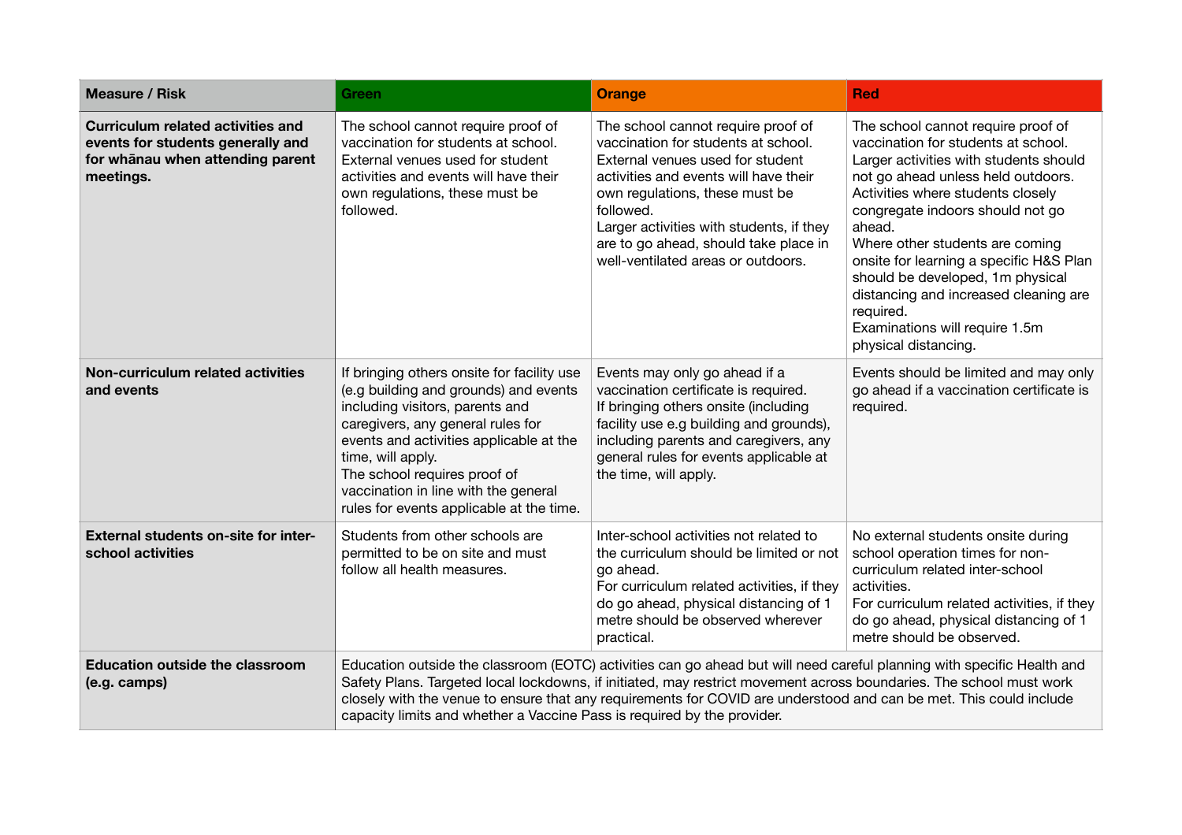| Measure / Risk | Green | Orange | Red |
|---|---|---|---|
| **Curriculum related activities and events for students generally and for whānau when attending parent meetings.** | The school cannot require proof of vaccination for students at school.<br>External venues used for student activities and events will have their own regulations, these must be followed. | The school cannot require proof of vaccination for students at school.<br>External venues used for student activities and events will have their own regulations, these must be followed.<br>Larger activities with students, if they are to go ahead, should take place in well-ventilated areas or outdoors. | The school cannot require proof of vaccination for students at school.<br>Larger activities with students should not go ahead unless held outdoors.<br>Activities where students closely congregate indoors should not go ahead.<br>Where other students are coming onsite for learning a specific H&S Plan should be developed, 1m physical distancing and increased cleaning are required.<br>Examinations will require 1.5m physical distancing. |
| **Non-curriculum related activities and events** | If bringing others onsite for facility use (e.g building and grounds) and events including visitors, parents and caregivers, any general rules for events and activities applicable at the time, will apply.<br>The school requires proof of vaccination in line with the general rules for events applicable at the time. | Events may only go ahead if a vaccination certificate is required.<br>If bringing others onsite (including facility use e.g building and grounds), including parents and caregivers, any general rules for events applicable at the time, will apply. | Events should be limited and may only go ahead if a vaccination certificate is required. |
| **External students on-site for inter-school activities** | Students from other schools are permitted to be on site and must follow all health measures. | Inter-school activities not related to the curriculum should be limited or not go ahead.<br>For curriculum related activities, if they do go ahead, physical distancing of 1 metre should be observed wherever practical. | No external students onsite during school operation times for non-curriculum related inter-school activities.<br>For curriculum related activities, if they do go ahead, physical distancing of 1 metre should be observed. |
| **Education outside the classroom (e.g. camps)** | Education outside the classroom (EOTC) activities can go ahead but will need careful planning with specific Health and Safety Plans. Targeted local lockdowns, if initiated, may restrict movement across boundaries. The school must work closely with the venue to ensure that any requirements for COVID are understood and can be met. This could include capacity limits and whether a Vaccine Pass is required by the provider. | | |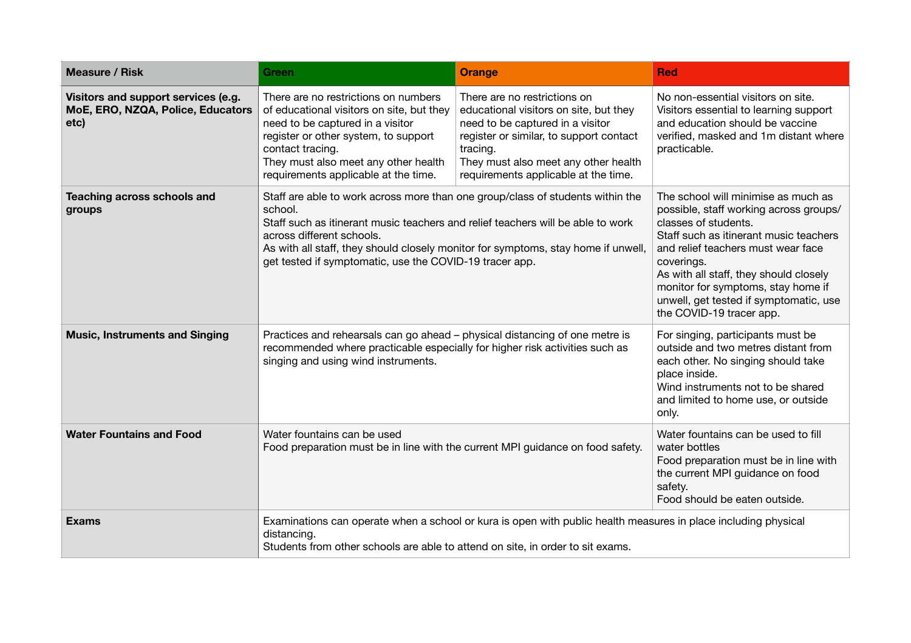| Measure / Risk | Green | Orange | Red |
|---|---|---|---|
| **Visitors and support services (e.g. MoE, ERO, NZQA, Police, Educators etc)** | There are no restrictions on numbers of educational visitors on site, but they need to be captured in a visitor register or other system, to support contact tracing.<br>They must also meet any other health requirements applicable at the time. | There are no restrictions on educational visitors on site, but they need to be captured in a visitor register or similar, to support contact tracing.<br>They must also meet any other health requirements applicable at the time. | No non-essential visitors on site. Visitors essential to learning support and education should be vaccine verified, masked and 1m distant where practicable. |
| **Teaching across schools and groups** | Staff are able to work across more than one group/class of students within the school.<br>Staff such as itinerant music teachers and relief teachers will be able to work across different schools.<br>As with all staff, they should closely monitor for symptoms, stay home if unwell, get tested if symptomatic, use the COVID-19 tracer app. | | The school will minimise as much as possible, staff working across groups/ classes of students.<br>Staff such as itinerant music teachers and relief teachers must wear face coverings.<br>As with all staff, they should closely monitor for symptoms, stay home if unwell, get tested if symptomatic, use the COVID-19 tracer app. |
| **Music, Instruments and Singing** | Practices and rehearsals can go ahead – physical distancing of one metre is recommended where practicable especially for higher risk activities such as singing and using wind instruments. | | For singing, participants must be outside and two metres distant from each other. No singing should take place inside.<br>Wind instruments not to be shared and limited to home use, or outside only. |
| **Water Fountains and Food** | Water fountains can be used<br>Food preparation must be in line with the current MPI guidance on food safety. | | Water fountains can be used to fill water bottles<br>Food preparation must be in line with the current MPI guidance on food safety.<br>Food should be eaten outside. |
| **Exams** | Examinations can operate when a school or kura is open with public health measures in place including physical distancing.<br>Students from other schools are able to attend on site, in order to sit exams. | | |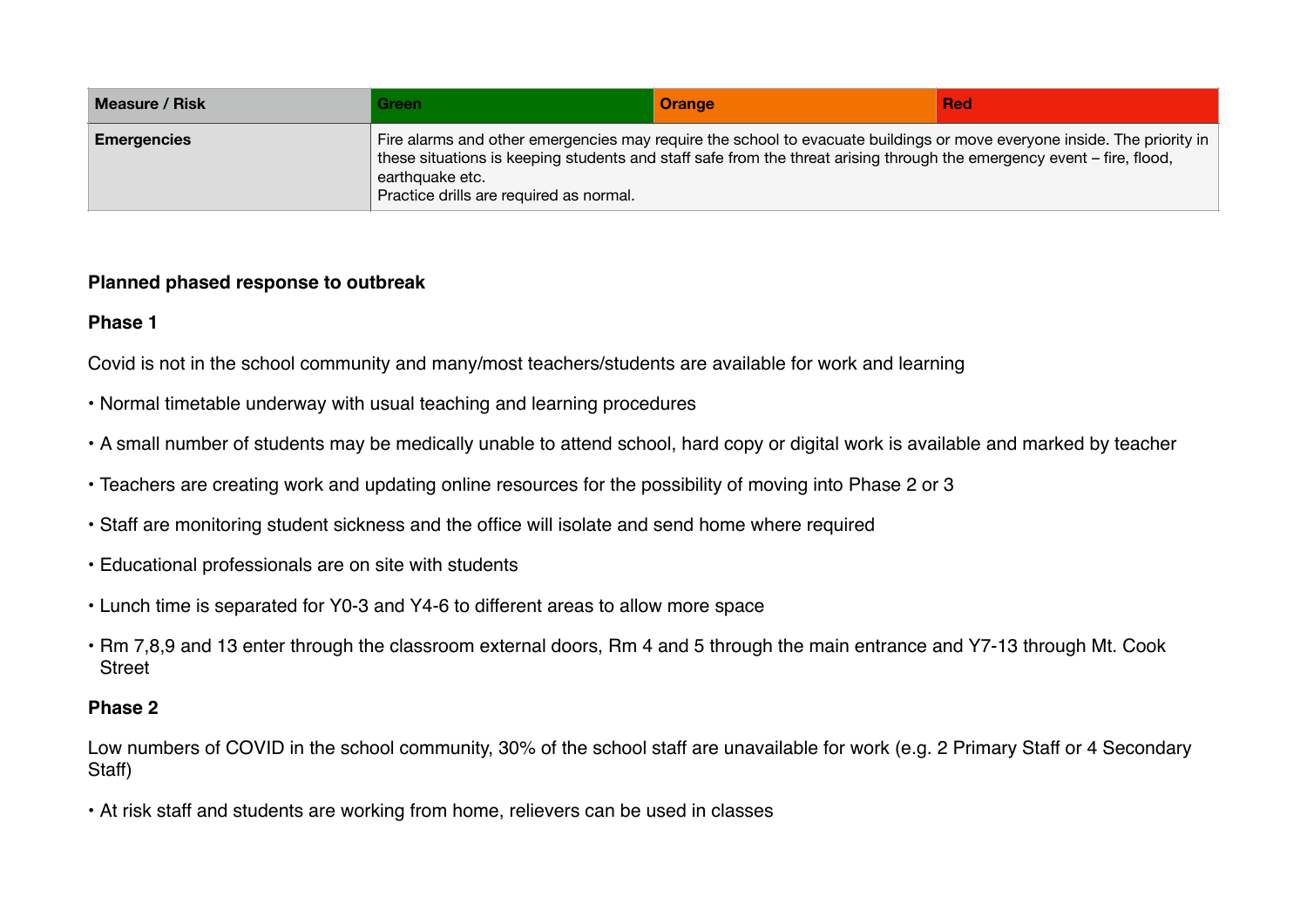| Measure / Risk | Green | Orange | Red |
| --- | --- | --- | --- |
| **Emergencies** | Fire alarms and other emergencies may require the school to evacuate buildings or move everyone inside. The priority in these situations is keeping students and staff safe from the threat arising through the emergency event – fire, flood, earthquake etc.<br>Practice drills are required as normal. | | |

**Planned phased response to outbreak**

**Phase 1**

Covid is not in the school community and many/most teachers/students are available for work and learning

- Normal timetable underway with usual teaching and learning procedures
- A small number of students may be medically unable to attend school, hard copy or digital work is available and marked by teacher
- Teachers are creating work and updating online resources for the possibility of moving into Phase 2 or 3
- Staff are monitoring student sickness and the office will isolate and send home where required
- Educational professionals are on site with students
- Lunch time is separated for Y0-3 and Y4-6 to different areas to allow more space
- Rm 7,8,9 and 13 enter through the classroom external doors, Rm 4 and 5 through the main entrance and Y7-13 through Mt. Cook Street

**Phase 2**

Low numbers of COVID in the school community, 30% of the school staff are unavailable for work (e.g. 2 Primary Staff or 4 Secondary Staff)

- At risk staff and students are working from home, relievers can be used in classes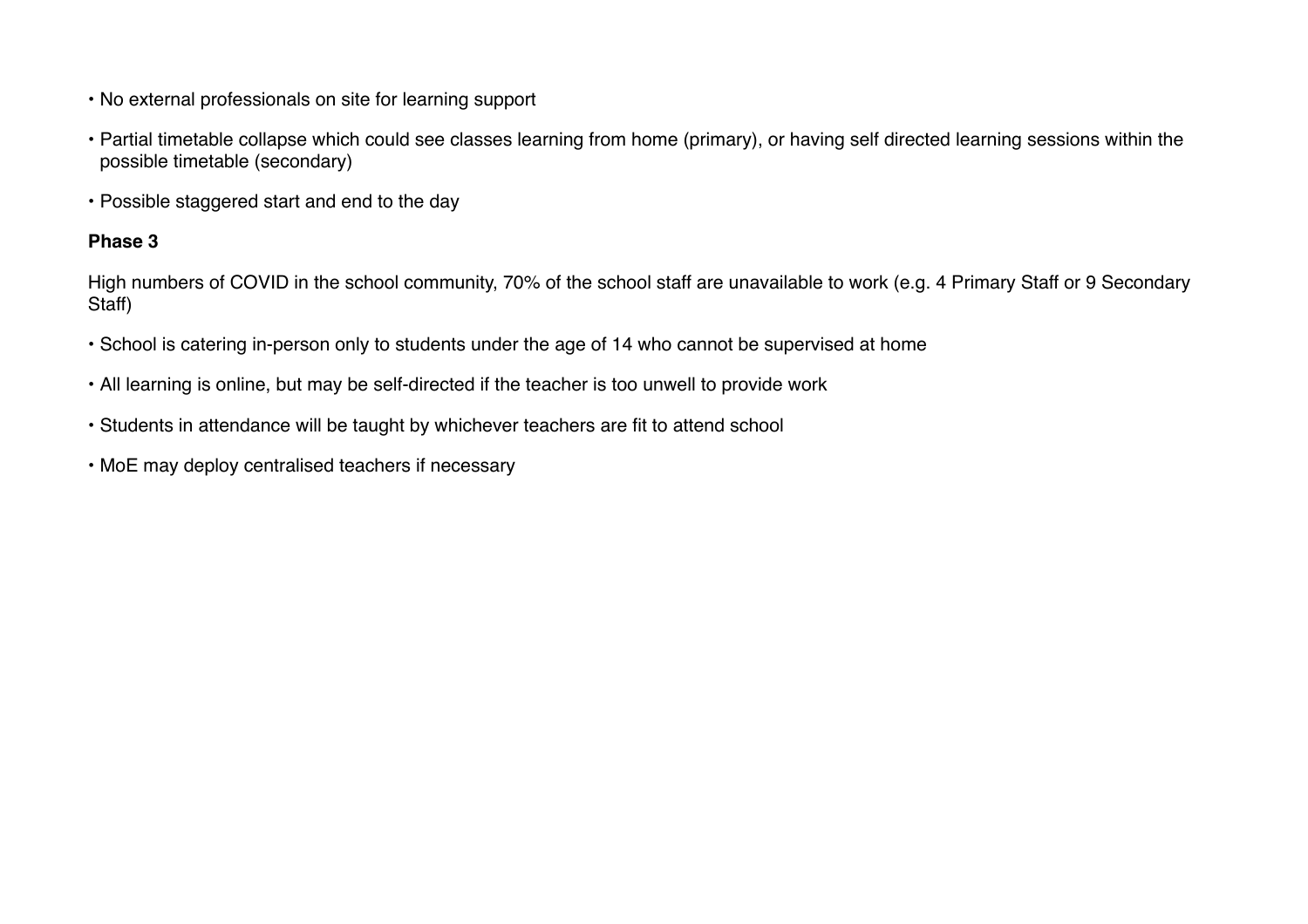- No external professionals on site for learning support
- Partial timetable collapse which could see classes learning from home (primary), or having self directed learning sessions within the possible timetable (secondary)
- Possible staggered start and end to the day

**Phase 3**

High numbers of COVID in the school community, 70% of the school staff are unavailable to work (e.g. 4 Primary Staff or 9 Secondary Staff)

- School is catering in-person only to students under the age of 14 who cannot be supervised at home
- All learning is online, but may be self-directed if the teacher is too unwell to provide work
- Students in attendance will be taught by whichever teachers are fit to attend school
- MoE may deploy centralised teachers if necessary